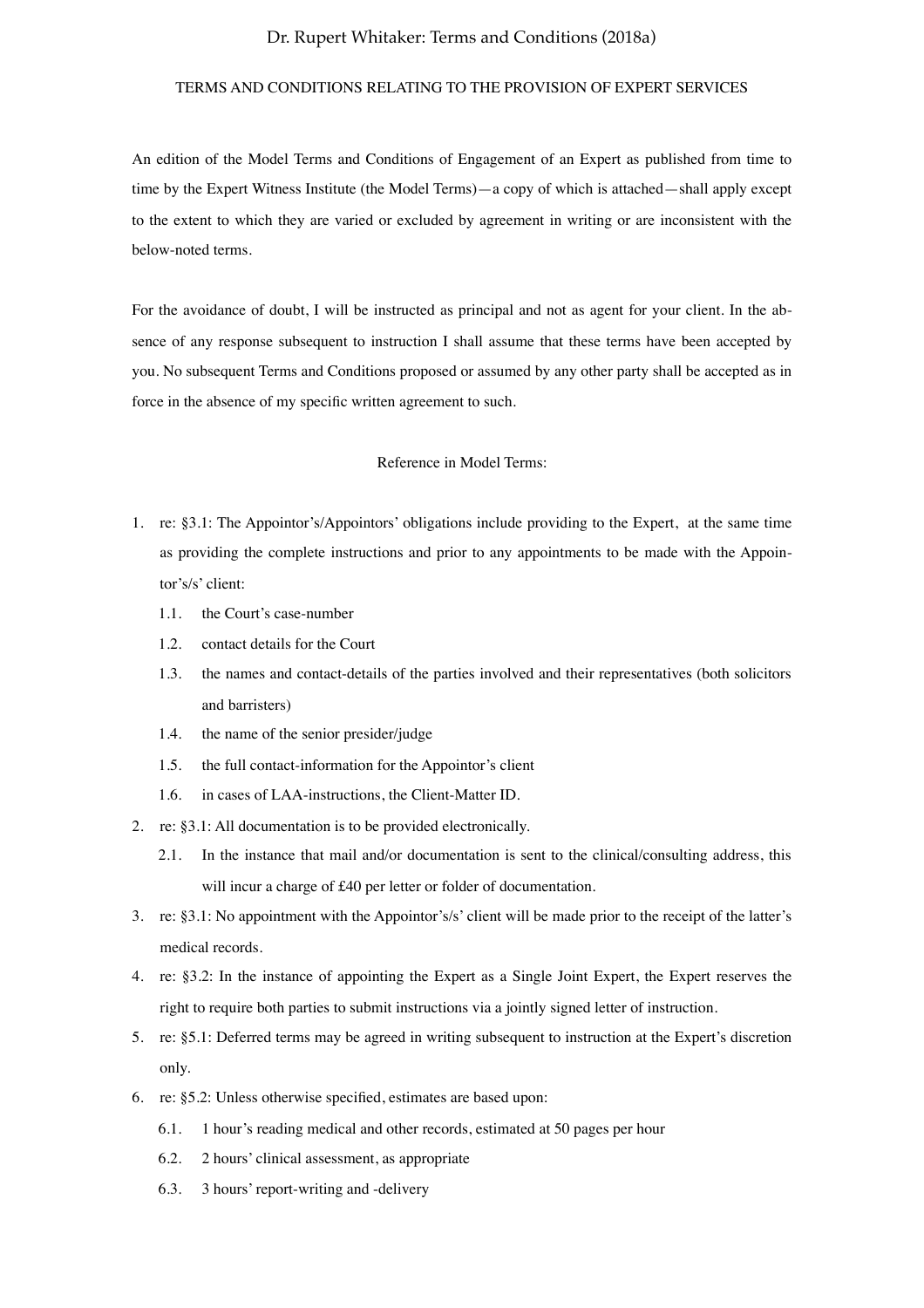Dr. Rupert Whitaker: Terms and Conditions (2018a)

# TERMS AND CONDITIONS RELATING TO THE PROVISION OF EXPERT SERVICES

An edition of the Model Terms and Conditions of Engagement of an Expert as published from time to time by the Expert Witness Institute (the Model Terms)—a copy of which is attached—shall apply except to the extent to which they are varied or excluded by agreement in writing or are inconsistent with the below-noted terms.

For the avoidance of doubt, I will be instructed as principal and not as agent for your client. In the absence of any response subsequent to instruction I shall assume that these terms have been accepted by you. No subsequent Terms and Conditions proposed or assumed by any other party shall be accepted as in force in the absence of my specific written agreement to such.

## Reference in Model Terms:

1. re: §3.1: The Appointor's/Appointors' obligations include providing to the Expert, at the same time as providing the complete instructions and prior to any appointments to be made with the Appointor's/s' client:
   1.1. the Court's case-number
   1.2. contact details for the Court
   1.3. the names and contact-details of the parties involved and their representatives (both solicitors and barristers)
   1.4. the name of the senior presider/judge
   1.5. the full contact-information for the Appointor's client
   1.6. in cases of LAA-instructions, the Client-Matter ID.
2. re: §3.1: All documentation is to be provided electronically.
   2.1. In the instance that mail and/or documentation is sent to the clinical/consulting address, this will incur a charge of £40 per letter or folder of documentation.
3. re: §3.1: No appointment with the Appointor's/s' client will be made prior to the receipt of the latter's medical records.
4. re: §3.2: In the instance of appointing the Expert as a Single Joint Expert, the Expert reserves the right to require both parties to submit instructions via a jointly signed letter of instruction.
5. re: §5.1: Deferred terms may be agreed in writing subsequent to instruction at the Expert's discretion only.
6. re: §5.2: Unless otherwise specified, estimates are based upon:
   6.1. 1 hour's reading medical and other records, estimated at 50 pages per hour
   6.2. 2 hours' clinical assessment, as appropriate
   6.3. 3 hours' report-writing and -delivery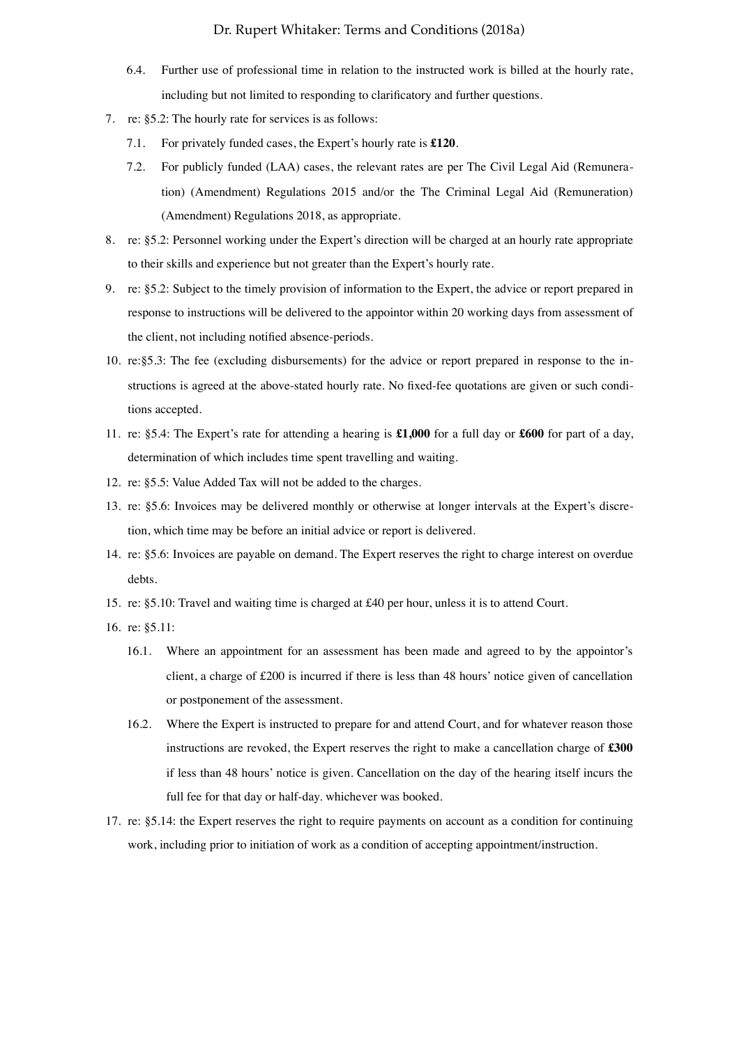6.4. Further use of professional time in relation to the instructed work is billed at the hourly rate, including but not limited to responding to clarificatory and further questions.

7. re: §5.2: The hourly rate for services is as follows:

    7.1. For privately funded cases, the Expert's hourly rate is **£120**.

    7.2. For publicly funded (LAA) cases, the relevant rates are per The Civil Legal Aid (Remuneration) (Amendment) Regulations 2015 and/or the The Criminal Legal Aid (Remuneration) (Amendment) Regulations 2018, as appropriate.

8. re: §5.2: Personnel working under the Expert's direction will be charged at an hourly rate appropriate to their skills and experience but not greater than the Expert's hourly rate.

9. re: §5.2: Subject to the timely provision of information to the Expert, the advice or report prepared in response to instructions will be delivered to the appointor within 20 working days from assessment of the client, not including notified absence-periods.

10. re:§5.3: The fee (excluding disbursements) for the advice or report prepared in response to the instructions is agreed at the above-stated hourly rate. No fixed-fee quotations are given or such conditions accepted.

11. re: §5.4: The Expert's rate for attending a hearing is **£1,000** for a full day or **£600** for part of a day, determination of which includes time spent travelling and waiting.

12. re: §5.5: Value Added Tax will not be added to the charges.

13. re: §5.6: Invoices may be delivered monthly or otherwise at longer intervals at the Expert's discretion, which time may be before an initial advice or report is delivered.

14. re: §5.6: Invoices are payable on demand. The Expert reserves the right to charge interest on overdue debts.

15. re: §5.10: Travel and waiting time is charged at £40 per hour, unless it is to attend Court.

16. re: §5.11:

    16.1. Where an appointment for an assessment has been made and agreed to by the appointor's client, a charge of £200 is incurred if there is less than 48 hours' notice given of cancellation or postponement of the assessment.

    16.2. Where the Expert is instructed to prepare for and attend Court, and for whatever reason those instructions are revoked, the Expert reserves the right to make a cancellation charge of **£300** if less than 48 hours' notice is given. Cancellation on the day of the hearing itself incurs the full fee for that day or half-day. whichever was booked.

17. re: §5.14: the Expert reserves the right to require payments on account as a condition for continuing work, including prior to initiation of work as a condition of accepting appointment/instruction.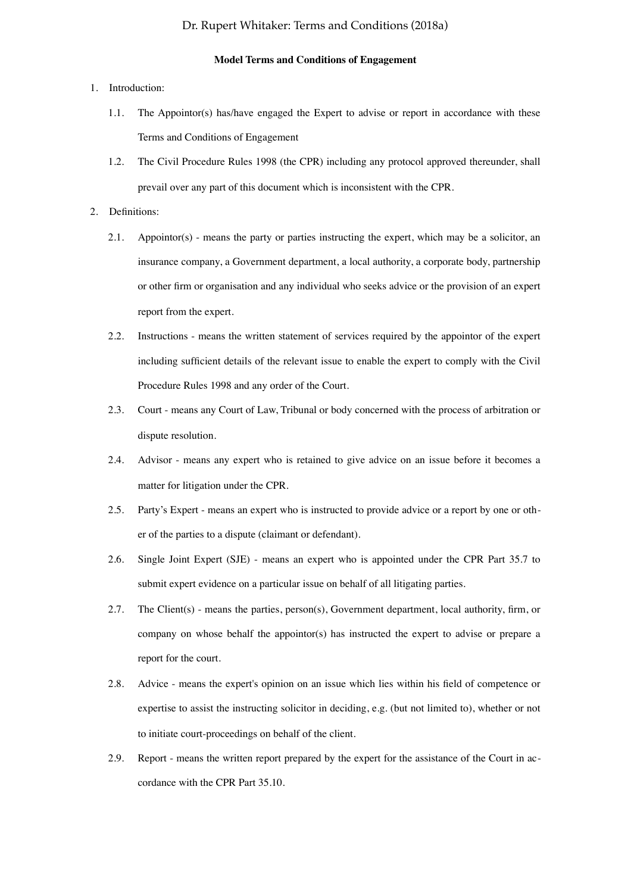**Model Terms and Conditions of Engagement**

1. Introduction:

   1.1. The Appointor(s) has/have engaged the Expert to advise or report in accordance with these Terms and Conditions of Engagement

   1.2. The Civil Procedure Rules 1998 (the CPR) including any protocol approved thereunder, shall prevail over any part of this document which is inconsistent with the CPR.

2. Definitions:

   2.1. Appointor(s) - means the party or parties instructing the expert, which may be a solicitor, an insurance company, a Government department, a local authority, a corporate body, partnership or other firm or organisation and any individual who seeks advice or the provision of an expert report from the expert.

   2.2. Instructions - means the written statement of services required by the appointor of the expert including sufficient details of the relevant issue to enable the expert to comply with the Civil Procedure Rules 1998 and any order of the Court.

   2.3. Court - means any Court of Law, Tribunal or body concerned with the process of arbitration or dispute resolution.

   2.4. Advisor - means any expert who is retained to give advice on an issue before it becomes a matter for litigation under the CPR.

   2.5. Party's Expert - means an expert who is instructed to provide advice or a report by one or other of the parties to a dispute (claimant or defendant).

   2.6. Single Joint Expert (SJE) - means an expert who is appointed under the CPR Part 35.7 to submit expert evidence on a particular issue on behalf of all litigating parties.

   2.7. The Client(s) - means the parties, person(s), Government department, local authority, firm, or company on whose behalf the appointor(s) has instructed the expert to advise or prepare a report for the court.

   2.8. Advice - means the expert's opinion on an issue which lies within his field of competence or expertise to assist the instructing solicitor in deciding, e.g. (but not limited to), whether or not to initiate court-proceedings on behalf of the client.

   2.9. Report - means the written report prepared by the expert for the assistance of the Court in accordance with the CPR Part 35.10.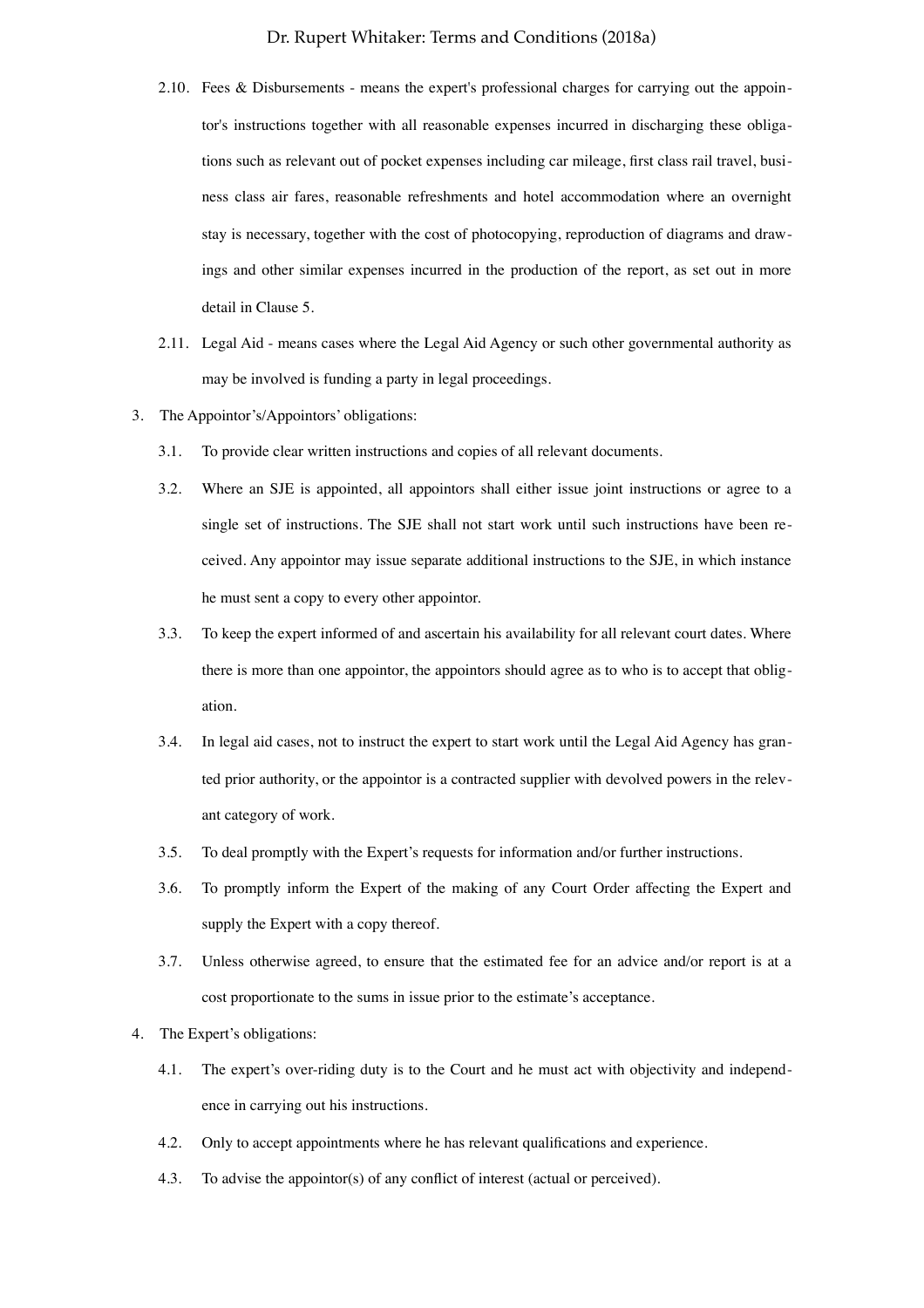2.10. Fees & Disbursements - means the expert's professional charges for carrying out the appointor's instructions together with all reasonable expenses incurred in discharging these obligations such as relevant out of pocket expenses including car mileage, first class rail travel, business class air fares, reasonable refreshments and hotel accommodation where an overnight stay is necessary, together with the cost of photocopying, reproduction of diagrams and drawings and other similar expenses incurred in the production of the report, as set out in more detail in Clause 5.

2.11. Legal Aid - means cases where the Legal Aid Agency or such other governmental authority as may be involved is funding a party in legal proceedings.

3. The Appointor's/Appointors' obligations:

   3.1. To provide clear written instructions and copies of all relevant documents.

   3.2. Where an SJE is appointed, all appointors shall either issue joint instructions or agree to a single set of instructions. The SJE shall not start work until such instructions have been received. Any appointor may issue separate additional instructions to the SJE, in which instance he must sent a copy to every other appointor.

   3.3. To keep the expert informed of and ascertain his availability for all relevant court dates. Where there is more than one appointor, the appointors should agree as to who is to accept that obligation.

   3.4. In legal aid cases, not to instruct the expert to start work until the Legal Aid Agency has granted prior authority, or the appointor is a contracted supplier with devolved powers in the relevant category of work.

   3.5. To deal promptly with the Expert's requests for information and/or further instructions.

   3.6. To promptly inform the Expert of the making of any Court Order affecting the Expert and supply the Expert with a copy thereof.

   3.7. Unless otherwise agreed, to ensure that the estimated fee for an advice and/or report is at a cost proportionate to the sums in issue prior to the estimate's acceptance.

4. The Expert's obligations:

   4.1. The expert's over-riding duty is to the Court and he must act with objectivity and independence in carrying out his instructions.

   4.2. Only to accept appointments where he has relevant qualifications and experience.

   4.3. To advise the appointor(s) of any conflict of interest (actual or perceived).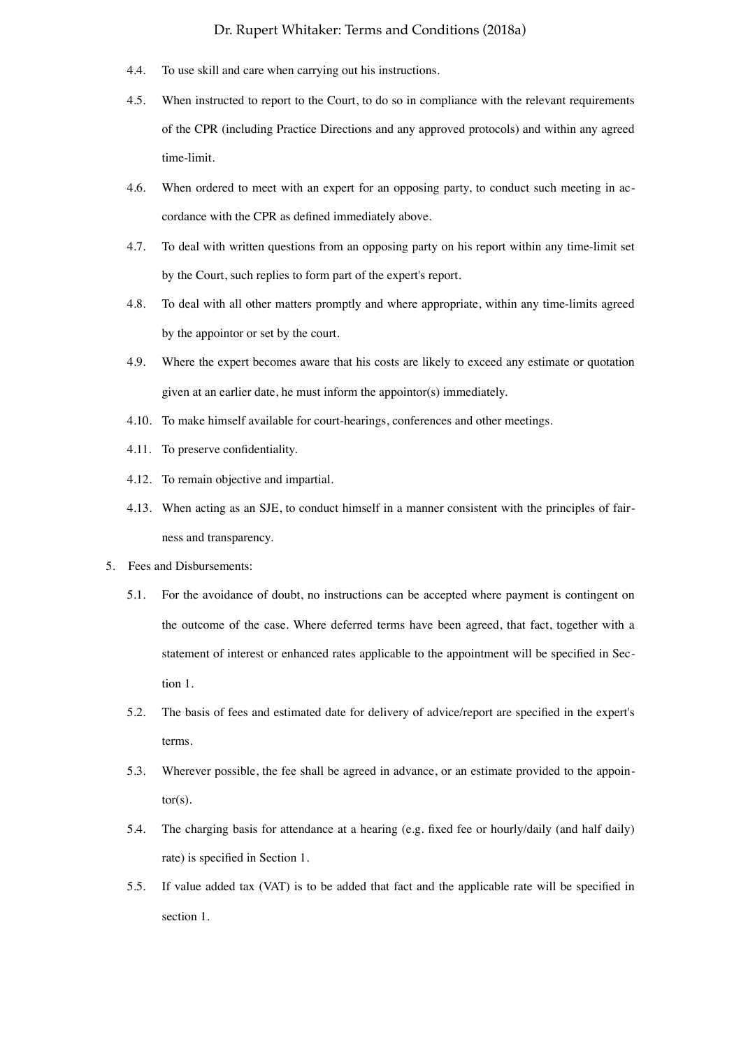4.4. To use skill and care when carrying out his instructions.

4.5. When instructed to report to the Court, to do so in compliance with the relevant requirements of the CPR (including Practice Directions and any approved protocols) and within any agreed time-limit.

4.6. When ordered to meet with an expert for an opposing party, to conduct such meeting in accordance with the CPR as defined immediately above.

4.7. To deal with written questions from an opposing party on his report within any time-limit set by the Court, such replies to form part of the expert's report.

4.8. To deal with all other matters promptly and where appropriate, within any time-limits agreed by the appointor or set by the court.

4.9. Where the expert becomes aware that his costs are likely to exceed any estimate or quotation given at an earlier date, he must inform the appointor(s) immediately.

4.10. To make himself available for court-hearings, conferences and other meetings.

4.11. To preserve confidentiality.

4.12. To remain objective and impartial.

4.13. When acting as an SJE, to conduct himself in a manner consistent with the principles of fairness and transparency.

5. Fees and Disbursements:

5.1. For the avoidance of doubt, no instructions can be accepted where payment is contingent on the outcome of the case. Where deferred terms have been agreed, that fact, together with a statement of interest or enhanced rates applicable to the appointment will be specified in Section 1.

5.2. The basis of fees and estimated date for delivery of advice/report are specified in the expert's terms.

5.3. Wherever possible, the fee shall be agreed in advance, or an estimate provided to the appointor(s).

5.4. The charging basis for attendance at a hearing (e.g. fixed fee or hourly/daily (and half daily) rate) is specified in Section 1.

5.5. If value added tax (VAT) is to be added that fact and the applicable rate will be specified in section 1.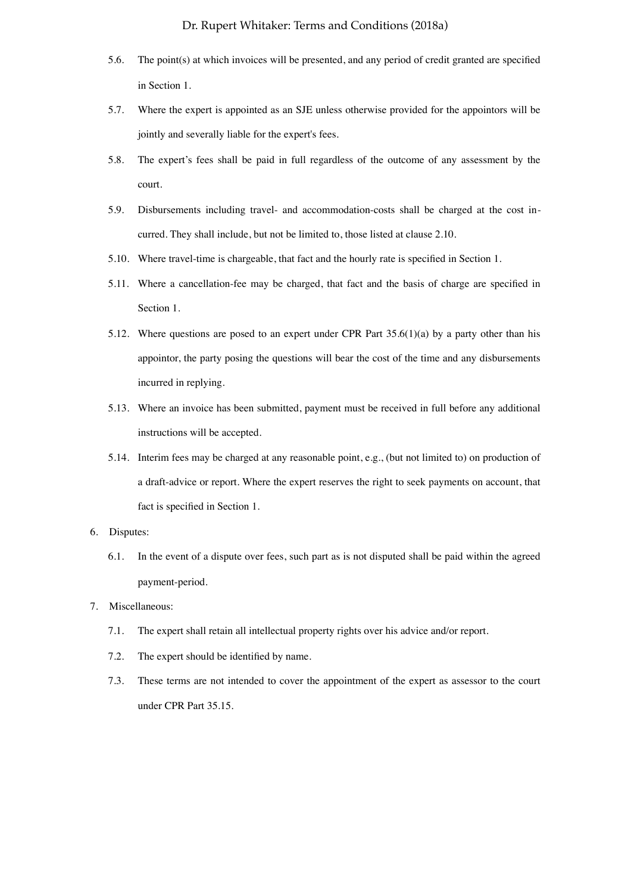5.6. The point(s) at which invoices will be presented, and any period of credit granted are specified in Section 1.

5.7. Where the expert is appointed as an SJE unless otherwise provided for the appointors will be jointly and severally liable for the expert's fees.

5.8. The expert's fees shall be paid in full regardless of the outcome of any assessment by the court.

5.9. Disbursements including travel- and accommodation-costs shall be charged at the cost incurred. They shall include, but not be limited to, those listed at clause 2.10.

5.10. Where travel-time is chargeable, that fact and the hourly rate is specified in Section 1.

5.11. Where a cancellation-fee may be charged, that fact and the basis of charge are specified in Section 1.

5.12. Where questions are posed to an expert under CPR Part 35.6(1)(a) by a party other than his appointor, the party posing the questions will bear the cost of the time and any disbursements incurred in replying.

5.13. Where an invoice has been submitted, payment must be received in full before any additional instructions will be accepted.

5.14. Interim fees may be charged at any reasonable point, e.g., (but not limited to) on production of a draft-advice or report. Where the expert reserves the right to seek payments on account, that fact is specified in Section 1.

6. Disputes:

6.1. In the event of a dispute over fees, such part as is not disputed shall be paid within the agreed payment-period.

7. Miscellaneous:

7.1. The expert shall retain all intellectual property rights over his advice and/or report.

7.2. The expert should be identified by name.

7.3. These terms are not intended to cover the appointment of the expert as assessor to the court under CPR Part 35.15.